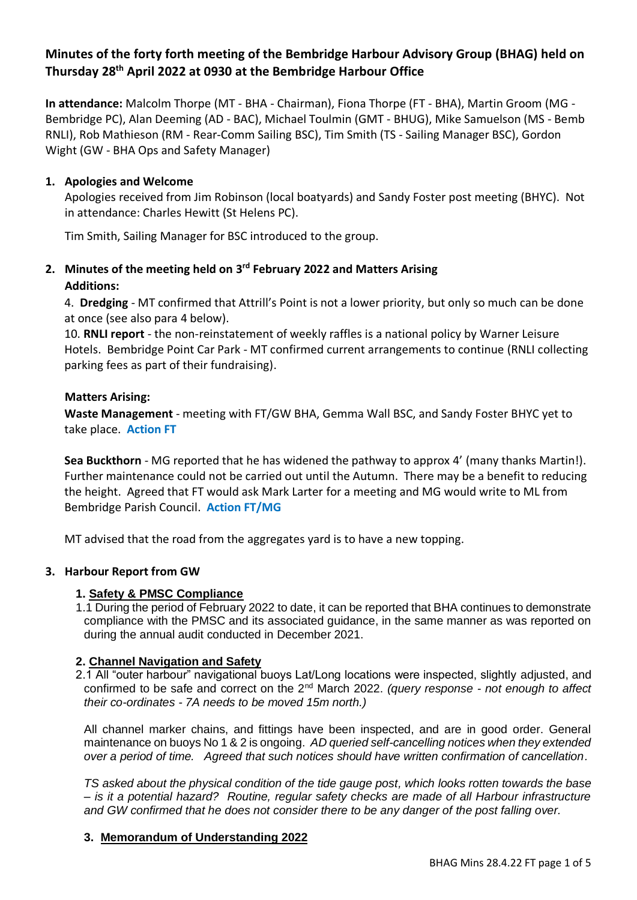# Minutes of the forty forth meeting of the Bembridge Harbour Advisory Group (BHAG) held on Thursday 28th April 2022 at 0930 at the Bembridge Harbour Office

**In attendance:** Malcolm Thorpe (MT - BHA - Chairman), Fiona Thorpe (FT - BHA), Martin Groom (MG - Bembridge PC), Alan Deeming (AD - BAC), Michael Toulmin (GMT - BHUG), Mike Samuelson (MS - Bemb RNLI), Rob Mathieson (RM - Rear-Comm Sailing BSC), Tim Smith (TS - Sailing Manager BSC), Gordon Wight (GW - BHA Ops and Safety Manager)

## 1. Apologies and Welcome

Apologies received from Jim Robinson (local boatyards) and Sandy Foster post meeting (BHYC). Not in attendance: Charles Hewitt (St Helens PC).

Tim Smith, Sailing Manager for BSC introduced to the group.

## 2. Minutes of the meeting held on 3rd February 2022 and Matters Arising

**Additions:**

4. **Dredging** - MT confirmed that Attrill's Point is not a lower priority, but only so much can be done at once (see also para 4 below).

10. **RNLI report** - the non-reinstatement of weekly raffles is a national policy by Warner Leisure Hotels. Bembridge Point Car Park - MT confirmed current arrangements to continue (RNLI collecting parking fees as part of their fundraising).

**Matters Arising:**

**Waste Management** - meeting with FT/GW BHA, Gemma Wall BSC, and Sandy Foster BHYC yet to take place. **Action FT**

**Sea Buckthorn** - MG reported that he has widened the pathway to approx 4' (many thanks Martin!). Further maintenance could not be carried out until the Autumn. There may be a benefit to reducing the height. Agreed that FT would ask Mark Larter for a meeting and MG would write to ML from Bembridge Parish Council. **Action FT/MG**

MT advised that the road from the aggregates yard is to have a new topping.

## 3. Harbour Report from GW

### 1. Safety & PMSC Compliance

1.1 During the period of February 2022 to date, it can be reported that BHA continues to demonstrate compliance with the PMSC and its associated guidance, in the same manner as was reported on during the annual audit conducted in December 2021.

### 2. Channel Navigation and Safety

2.1 All "outer harbour" navigational buoys Lat/Long locations were inspected, slightly adjusted, and confirmed to be safe and correct on the 2nd March 2022. *(query response - not enough to affect their co-ordinates - 7A needs to be moved 15m north.)*

All channel marker chains, and fittings have been inspected, and are in good order. General maintenance on buoys No 1 & 2 is ongoing. *AD queried self-cancelling notices when they extended over a period of time. Agreed that such notices should have written confirmation of cancellation.*

*TS asked about the physical condition of the tide gauge post, which looks rotten towards the base – is it a potential hazard? Routine, regular safety checks are made of all Harbour infrastructure and GW confirmed that he does not consider there to be any danger of the post falling over.*

### 3. Memorandum of Understanding 2022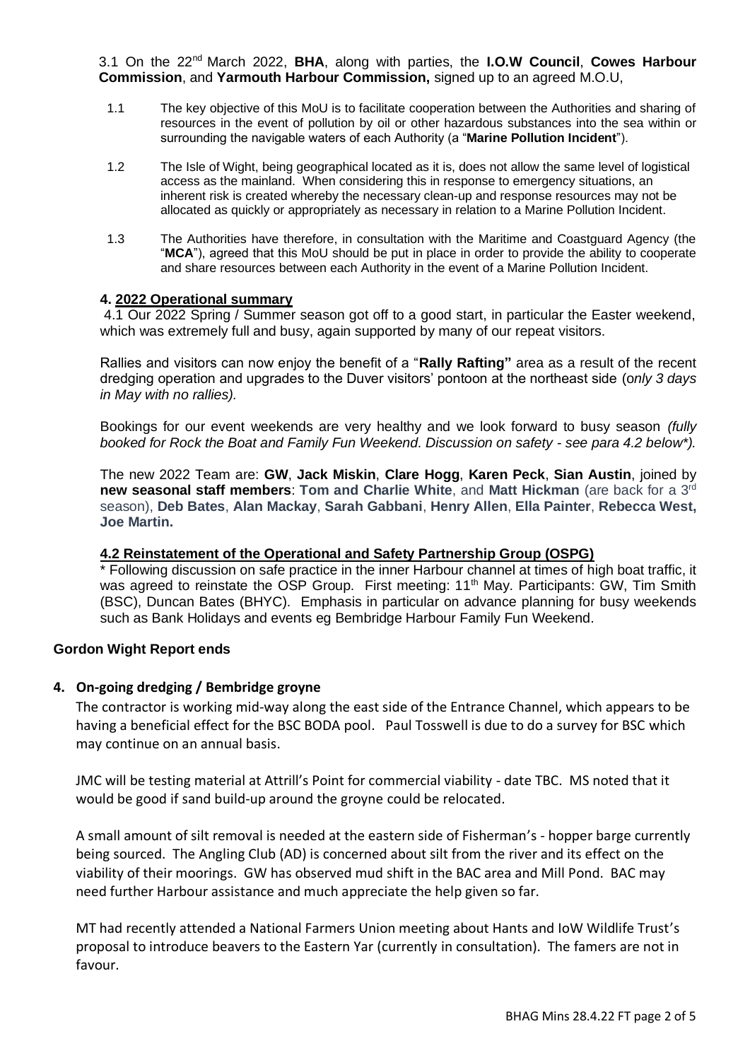3.1 On the 22nd March 2022, **BHA**, along with parties, the **I.O.W Council**, **Cowes Harbour Commission**, and **Yarmouth Harbour Commission,** signed up to an agreed M.O.U,

1.1 The key objective of this MoU is to facilitate cooperation between the Authorities and sharing of resources in the event of pollution by oil or other hazardous substances into the sea within or surrounding the navigable waters of each Authority (a "**Marine Pollution Incident**").

1.2 The Isle of Wight, being geographical located as it is, does not allow the same level of logistical access as the mainland. When considering this in response to emergency situations, an inherent risk is created whereby the necessary clean-up and response resources may not be allocated as quickly or appropriately as necessary in relation to a Marine Pollution Incident.

1.3 The Authorities have therefore, in consultation with the Maritime and Coastguard Agency (the "**MCA**"), agreed that this MoU should be put in place in order to provide the ability to cooperate and share resources between each Authority in the event of a Marine Pollution Incident.

## 4. 2022 Operational summary

4.1 Our 2022 Spring / Summer season got off to a good start, in particular the Easter weekend, which was extremely full and busy, again supported by many of our repeat visitors.

Rallies and visitors can now enjoy the benefit of a "**Rally Rafting"** area as a result of the recent dredging operation and upgrades to the Duver visitors' pontoon at the northeast side (*only 3 days in May with no rallies).*

Bookings for our event weekends are very healthy and we look forward to busy season *(fully booked for Rock the Boat and Family Fun Weekend. Discussion on safety - see para 4.2 below*).*

The new 2022 Team are: **GW**, **Jack Miskin**, **Clare Hogg**, **Karen Peck**, **Sian Austin**, joined by **new seasonal staff members**: **Tom and Charlie White**, and **Matt Hickman** (are back for a 3rd season), **Deb Bates**, **Alan Mackay**, **Sarah Gabbani**, **Henry Allen**, **Ella Painter**, **Rebecca West, Joe Martin.**

### 4.2 Reinstatement of the Operational and Safety Partnership Group (OSPG)

\* Following discussion on safe practice in the inner Harbour channel at times of high boat traffic, it was agreed to reinstate the OSP Group. First meeting: 11th May. Participants: GW, Tim Smith (BSC), Duncan Bates (BHYC). Emphasis in particular on advance planning for busy weekends such as Bank Holidays and events eg Bembridge Harbour Family Fun Weekend.

**Gordon Wight Report ends**

## 4. On-going dredging / Bembridge groyne

The contractor is working mid-way along the east side of the Entrance Channel, which appears to be having a beneficial effect for the BSC BODA pool. Paul Tosswell is due to do a survey for BSC which may continue on an annual basis.

JMC will be testing material at Attrill's Point for commercial viability - date TBC. MS noted that it would be good if sand build-up around the groyne could be relocated.

A small amount of silt removal is needed at the eastern side of Fisherman's - hopper barge currently being sourced. The Angling Club (AD) is concerned about silt from the river and its effect on the viability of their moorings. GW has observed mud shift in the BAC area and Mill Pond. BAC may need further Harbour assistance and much appreciate the help given so far.

MT had recently attended a National Farmers Union meeting about Hants and IoW Wildlife Trust's proposal to introduce beavers to the Eastern Yar (currently in consultation). The famers are not in favour.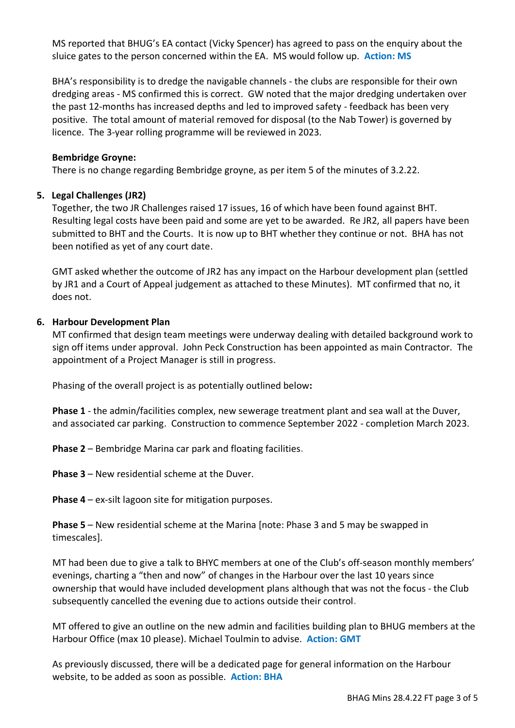MS reported that BHUG's EA contact (Vicky Spencer) has agreed to pass on the enquiry about the sluice gates to the person concerned within the EA. MS would follow up. **Action: MS**

BHA's responsibility is to dredge the navigable channels - the clubs are responsible for their own dredging areas - MS confirmed this is correct. GW noted that the major dredging undertaken over the past 12-months has increased depths and led to improved safety - feedback has been very positive. The total amount of material removed for disposal (to the Nab Tower) is governed by licence. The 3-year rolling programme will be reviewed in 2023.

**Bembridge Groyne:**
There is no change regarding Bembridge groyne, as per item 5 of the minutes of 3.2.22.

5. **Legal Challenges (JR2)**

Together, the two JR Challenges raised 17 issues, 16 of which have been found against BHT. Resulting legal costs have been paid and some are yet to be awarded. Re JR2, all papers have been submitted to BHT and the Courts. It is now up to BHT whether they continue or not. BHA has not been notified as yet of any court date.

GMT asked whether the outcome of JR2 has any impact on the Harbour development plan (settled by JR1 and a Court of Appeal judgement as attached to these Minutes). MT confirmed that no, it does not.

6. **Harbour Development Plan**

MT confirmed that design team meetings were underway dealing with detailed background work to sign off items under approval. John Peck Construction has been appointed as main Contractor. The appointment of a Project Manager is still in progress.

Phasing of the overall project is as potentially outlined below**:**

**Phase 1** - the admin/facilities complex, new sewerage treatment plant and sea wall at the Duver, and associated car parking. Construction to commence September 2022 - completion March 2023.

**Phase 2** – Bembridge Marina car park and floating facilities.

**Phase 3** – New residential scheme at the Duver.

**Phase 4** – ex-silt lagoon site for mitigation purposes.

**Phase 5** – New residential scheme at the Marina [note: Phase 3 and 5 may be swapped in timescales].

MT had been due to give a talk to BHYC members at one of the Club's off-season monthly members' evenings, charting a "then and now" of changes in the Harbour over the last 10 years since ownership that would have included development plans although that was not the focus - the Club subsequently cancelled the evening due to actions outside their control.

MT offered to give an outline on the new admin and facilities building plan to BHUG members at the Harbour Office (max 10 please). Michael Toulmin to advise. **Action: GMT**

As previously discussed, there will be a dedicated page for general information on the Harbour website, to be added as soon as possible. **Action: BHA**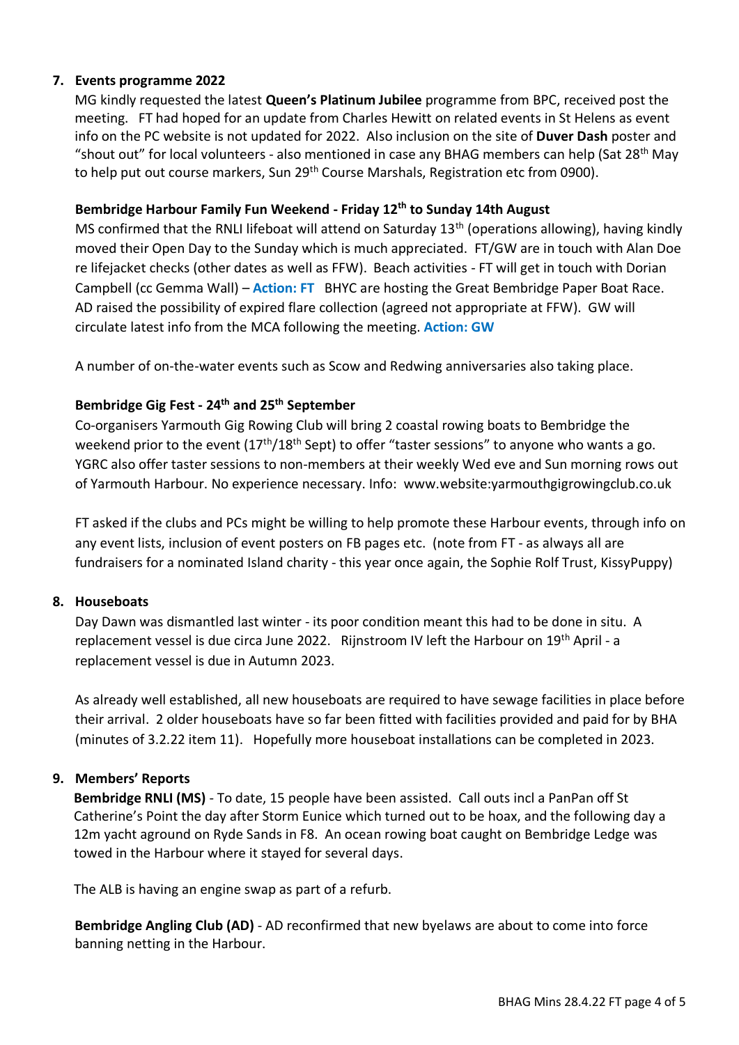7. **Events programme 2022**

MG kindly requested the latest **Queen's Platinum Jubilee** programme from BPC, received post the meeting. FT had hoped for an update from Charles Hewitt on related events in St Helens as event info on the PC website is not updated for 2022. Also inclusion on the site of **Duver Dash** poster and "shout out" for local volunteers - also mentioned in case any BHAG members can help (Sat 28th May to help put out course markers, Sun 29th Course Marshals, Registration etc from 0900).

**Bembridge Harbour Family Fun Weekend - Friday 12th to Sunday 14th August**

MS confirmed that the RNLI lifeboat will attend on Saturday 13th (operations allowing), having kindly moved their Open Day to the Sunday which is much appreciated. FT/GW are in touch with Alan Doe re lifejacket checks (other dates as well as FFW). Beach activities - FT will get in touch with Dorian Campbell (cc Gemma Wall) – **Action: FT** BHYC are hosting the Great Bembridge Paper Boat Race. AD raised the possibility of expired flare collection (agreed not appropriate at FFW). GW will circulate latest info from the MCA following the meeting. **Action: GW**

A number of on-the-water events such as Scow and Redwing anniversaries also taking place.

**Bembridge Gig Fest - 24th and 25th September**

Co-organisers Yarmouth Gig Rowing Club will bring 2 coastal rowing boats to Bembridge the weekend prior to the event (17th/18th Sept) to offer "taster sessions" to anyone who wants a go. YGRC also offer taster sessions to non-members at their weekly Wed eve and Sun morning rows out of Yarmouth Harbour. No experience necessary. Info: www.website:yarmouthgigrowingclub.co.uk

FT asked if the clubs and PCs might be willing to help promote these Harbour events, through info on any event lists, inclusion of event posters on FB pages etc. (note from FT - as always all are fundraisers for a nominated Island charity - this year once again, the Sophie Rolf Trust, KissyPuppy)

8. **Houseboats**

Day Dawn was dismantled last winter - its poor condition meant this had to be done in situ. A replacement vessel is due circa June 2022. Rijnstroom IV left the Harbour on 19th April - a replacement vessel is due in Autumn 2023.

As already well established, all new houseboats are required to have sewage facilities in place before their arrival. 2 older houseboats have so far been fitted with facilities provided and paid for by BHA (minutes of 3.2.22 item 11). Hopefully more houseboat installations can be completed in 2023.

9. **Members' Reports**

**Bembridge RNLI (MS)** - To date, 15 people have been assisted. Call outs incl a PanPan off St Catherine's Point the day after Storm Eunice which turned out to be hoax, and the following day a 12m yacht aground on Ryde Sands in F8. An ocean rowing boat caught on Bembridge Ledge was towed in the Harbour where it stayed for several days.

The ALB is having an engine swap as part of a refurb.

**Bembridge Angling Club (AD)** - AD reconfirmed that new byelaws are about to come into force banning netting in the Harbour.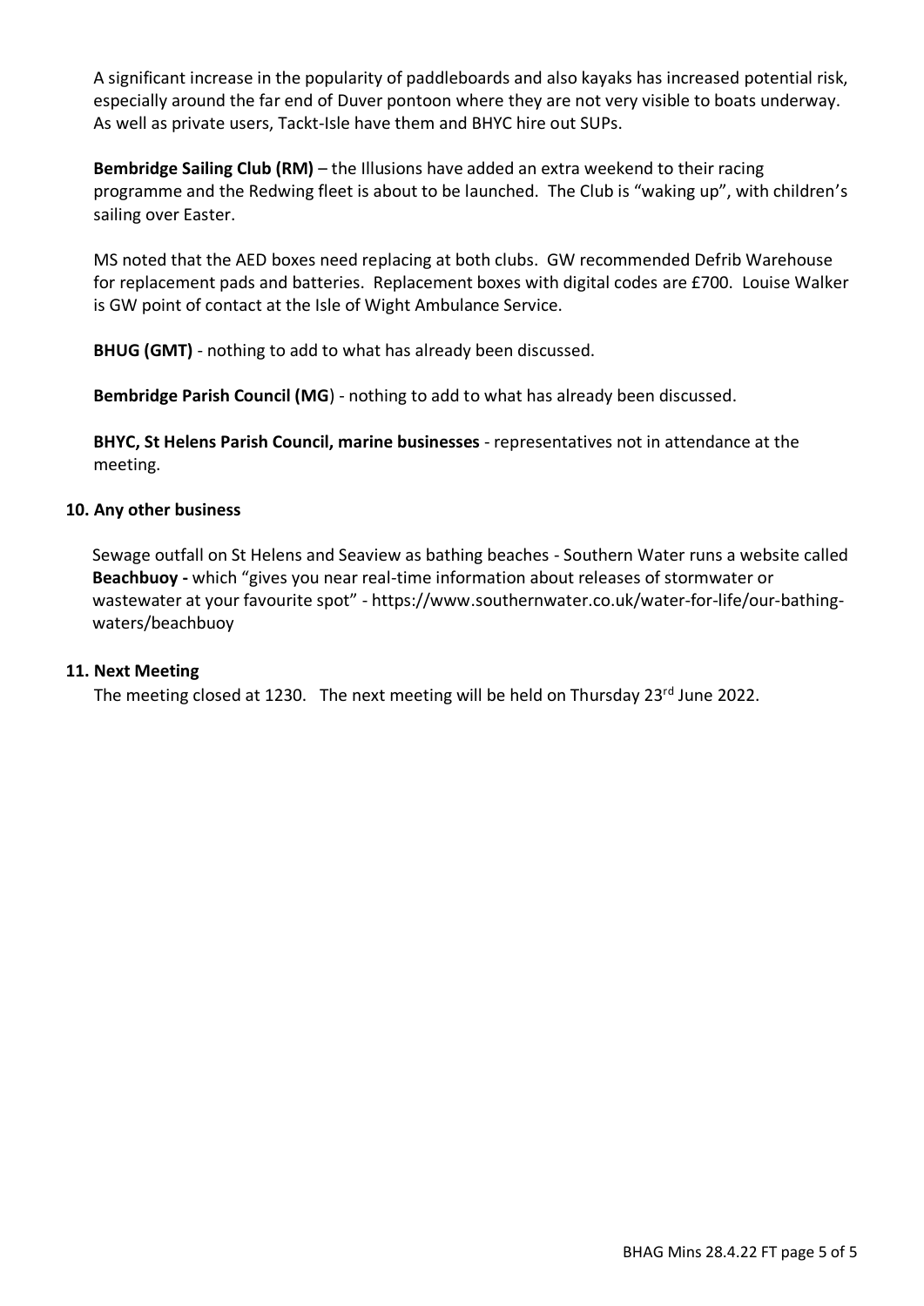A significant increase in the popularity of paddleboards and also kayaks has increased potential risk, especially around the far end of Duver pontoon where they are not very visible to boats underway. As well as private users, Tackt-Isle have them and BHYC hire out SUPs.

**Bembridge Sailing Club (RM)** – the Illusions have added an extra weekend to their racing programme and the Redwing fleet is about to be launched. The Club is "waking up", with children's sailing over Easter.

MS noted that the AED boxes need replacing at both clubs. GW recommended Defrib Warehouse for replacement pads and batteries. Replacement boxes with digital codes are £700. Louise Walker is GW point of contact at the Isle of Wight Ambulance Service.

**BHUG (GMT)** - nothing to add to what has already been discussed.

**Bembridge Parish Council (MG**) - nothing to add to what has already been discussed.

**BHYC, St Helens Parish Council, marine businesses** - representatives not in attendance at the meeting.

**10. Any other business**

Sewage outfall on St Helens and Seaview as bathing beaches - Southern Water runs a website called **Beachbuoy -** which "gives you near real-time information about releases of stormwater or wastewater at your favourite spot" - https://www.southernwater.co.uk/water-for-life/our-bathing-waters/beachbuoy

**11. Next Meeting**

The meeting closed at 1230. The next meeting will be held on Thursday 23rd June 2022.